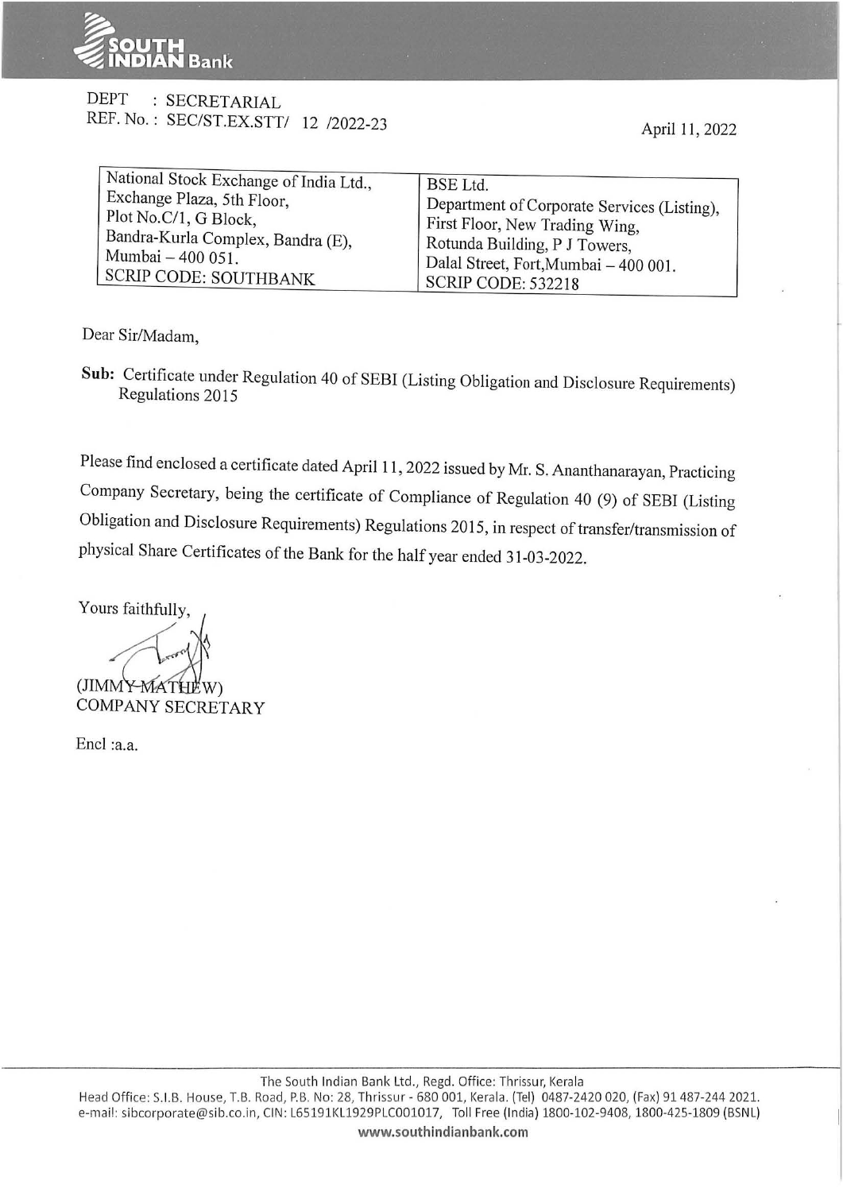**SOUTH INDIAN Bank**

DEPT : SECRETARIAL
REF. No. : SEC/ST.EX.STT/ 12 /2022-23

April 11, 2022

| National Stock Exchange of India Ltd., Exchange Plaza, 5th Floor, Plot No.C/1, G Block, Bandra-Kurla Complex, Bandra (E), Mumbai – 400 051. SCRIP CODE: SOUTHBANK | BSE Ltd. Department of Corporate Services (Listing), First Floor, New Trading Wing, Rotunda Building, P J Towers, Dalal Street, Fort,Mumbai – 400 001. SCRIP CODE: 532218 |
|---|---|

Dear Sir/Madam,

**Sub:** Certificate under Regulation 40 of SEBI (Listing Obligation and Disclosure Requirements) Regulations 2015

Please find enclosed a certificate dated April 11, 2022 issued by Mr. S. Ananthanarayan, Practicing Company Secretary, being the certificate of Compliance of Regulation 40 (9) of SEBI (Listing Obligation and Disclosure Requirements) Regulations 2015, in respect of transfer/transmission of physical Share Certificates of the Bank for the half year ended 31-03-2022.

Yours faithfully,

(JIMMY MATHEW)
COMPANY SECRETARY

Encl :a.a.

The South Indian Bank Ltd., Regd. Office: Thrissur, Kerala
Head Office: S.I.B. House, T.B. Road, P.B. No: 28, Thrissur - 680 001, Kerala. (Tel) 0487-2420 020, (Fax) 91 487-244 2021.
e-mail: sibcorporate@sib.co.in, CIN: L65191KL1929PLC001017, Toll Free (India) 1800-102-9408, 1800-425-1809 (BSNL)
www.southindianbank.com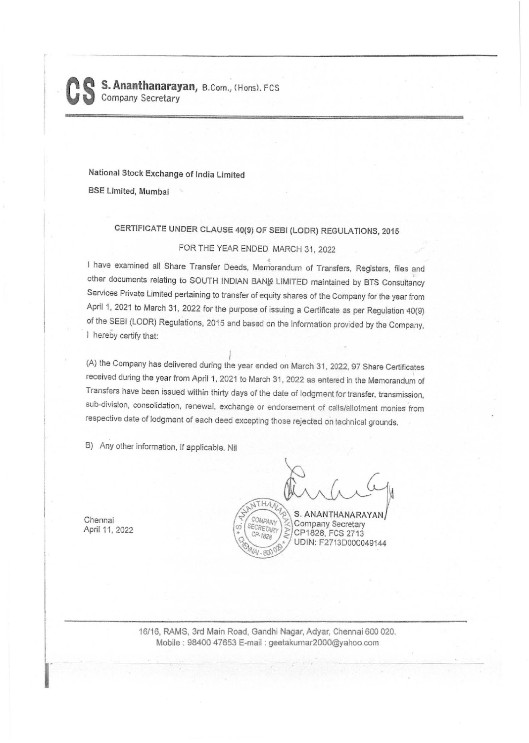**S. Ananthanarayan**, B.Com., (Hons). FCS
Company Secretary

National Stock Exchange of India Limited

BSE Limited, Mumbai

## CERTIFICATE UNDER CLAUSE 40(9) OF SEBI (LODR) REGULATIONS, 2015

FOR THE YEAR ENDED MARCH 31, 2022

I have examined all Share Transfer Deeds, Memorandum of Transfers, Registers, files and other documents relating to SOUTH INDIAN BANK LIMITED maintained by BTS Consultancy Services Private Limited pertaining to transfer of equity shares of the Company for the year from April 1, 2021 to March 31, 2022 for the purpose of issuing a Certificate as per Regulation 40(9) of the SEBI (LODR) Regulations, 2015 and based on the information provided by the Company, I hereby certify that:

(A) the Company has delivered during the year ended on March 31, 2022, 97 Share Certificates received during the year from April 1, 2021 to March 31, 2022 as entered in the Memorandum of Transfers have been issued within thirty days of the date of lodgment for transfer, transmission, sub-division, consolidation, renewal, exchange or endorsement of calls/allotment monies from respective date of lodgment of each deed excepting those rejected on technical grounds.

B) Any other information, if applicable. Nil

Chennai
April 11, 2022

S. ANANTHANARAYAN
Company Secretary
CP1828, FCS 2713
UDIN: F2713D000049144

16/16, RAMS, 3rd Main Road, Gandhi Nagar, Adyar, Chennai 600 020.
Mobile : 98400 47653 E-mail : geetakumar2000@yahoo.com